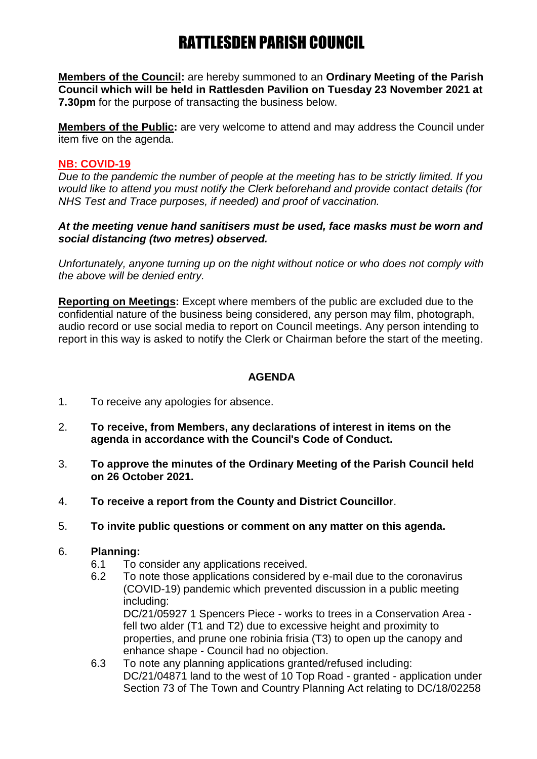# RATTLESDEN PARISH COUNCIL

**Members of the Council:** are hereby summoned to an **Ordinary Meeting of the Parish Council which will be held in Rattlesden Pavilion on Tuesday 23 November 2021 at 7.30pm** for the purpose of transacting the business below.

**Members of the Public:** are very welcome to attend and may address the Council under item five on the agenda.

**NB: COVID-19**

*Due to the pandemic the number of people at the meeting has to be strictly limited. If you would like to attend you must notify the Clerk beforehand and provide contact details (for NHS Test and Trace purposes, if needed) and proof of vaccination.*

***At the meeting venue hand sanitisers must be used, face masks must be worn and social distancing (two metres) observed.***

*Unfortunately, anyone turning up on the night without notice or who does not comply with the above will be denied entry.*

**Reporting on Meetings:** Except where members of the public are excluded due to the confidential nature of the business being considered, any person may film, photograph, audio record or use social media to report on Council meetings. Any person intending to report in this way is asked to notify the Clerk or Chairman before the start of the meeting.

## AGENDA

1. To receive any apologies for absence.
2. **To receive, from Members, any declarations of interest in items on the agenda in accordance with the Council's Code of Conduct.**
3. **To approve the minutes of the Ordinary Meeting of the Parish Council held on 26 October 2021.**
4. **To receive a report from the County and District Councillor**.
5. **To invite public questions or comment on any matter on this agenda.**
6. **Planning:**
   - 6.1 To consider any applications received.
   - 6.2 To note those applications considered by e-mail due to the coronavirus (COVID-19) pandemic which prevented discussion in a public meeting including:
     DC/21/05927 1 Spencers Piece - works to trees in a Conservation Area - fell two alder (T1 and T2) due to excessive height and proximity to properties, and prune one robinia frisia (T3) to open up the canopy and enhance shape - Council had no objection.
   - 6.3 To note any planning applications granted/refused including:
     DC/21/04871 land to the west of 10 Top Road - granted - application under Section 73 of The Town and Country Planning Act relating to DC/18/02258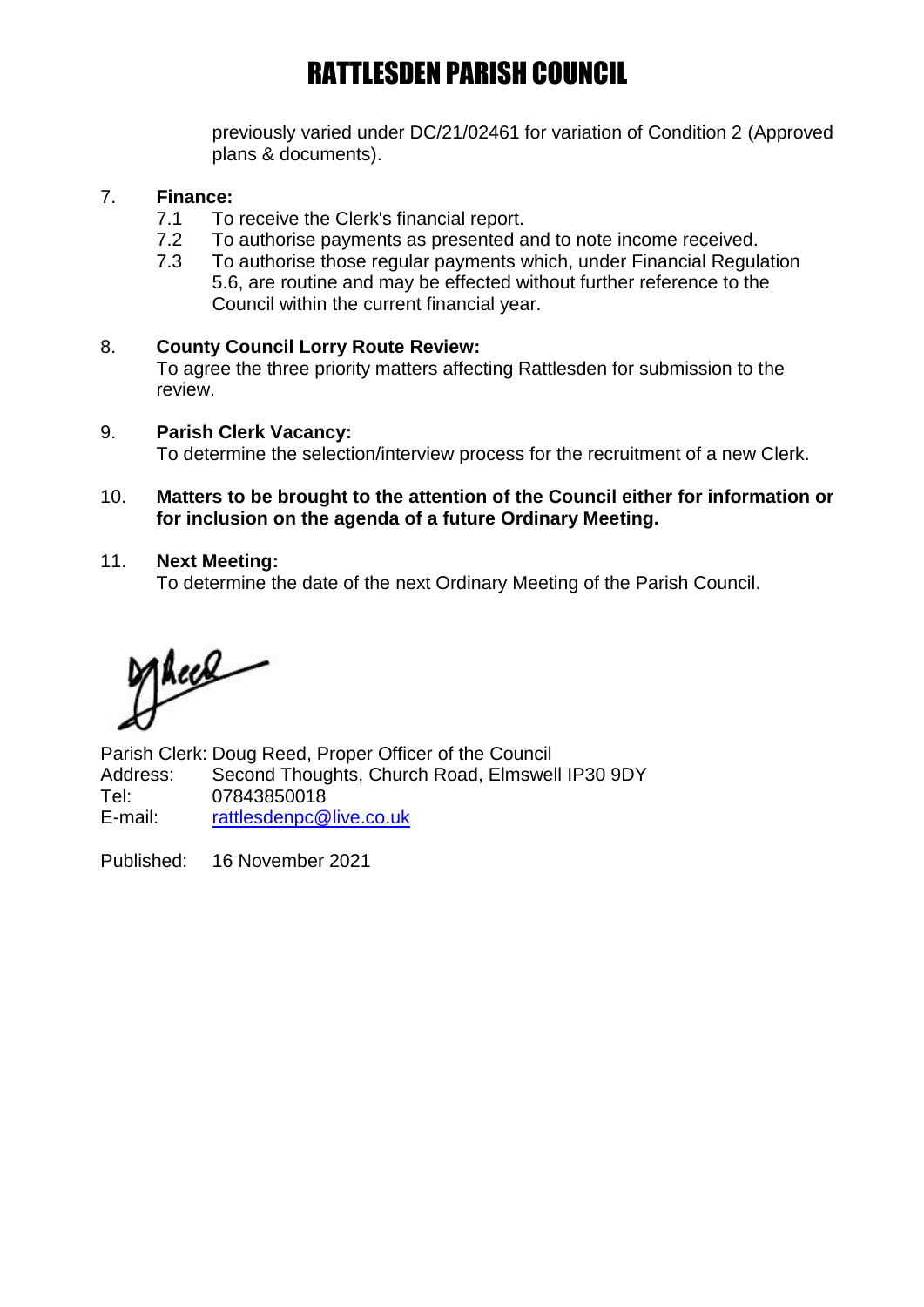# RATTLESDEN PARISH COUNCIL

previously varied under DC/21/02461 for variation of Condition 2 (Approved plans & documents).

7. **Finance:**
   - 7.1 To receive the Clerk's financial report.
   - 7.2 To authorise payments as presented and to note income received.
   - 7.3 To authorise those regular payments which, under Financial Regulation 5.6, are routine and may be effected without further reference to the Council within the current financial year.

8. **County Council Lorry Route Review:**
   To agree the three priority matters affecting Rattlesden for submission to the review.

9. **Parish Clerk Vacancy:**
   To determine the selection/interview process for the recruitment of a new Clerk.

10. **Matters to be brought to the attention of the Council either for information or for inclusion on the agenda of a future Ordinary Meeting.**

11. **Next Meeting:**
    To determine the date of the next Ordinary Meeting of the Parish Council.

Parish Clerk: Doug Reed, Proper Officer of the Council
Address: Second Thoughts, Church Road, Elmswell IP30 9DY
Tel: 07843850018
E-mail: rattlesdenpc@live.co.uk

Published: 16 November 2021